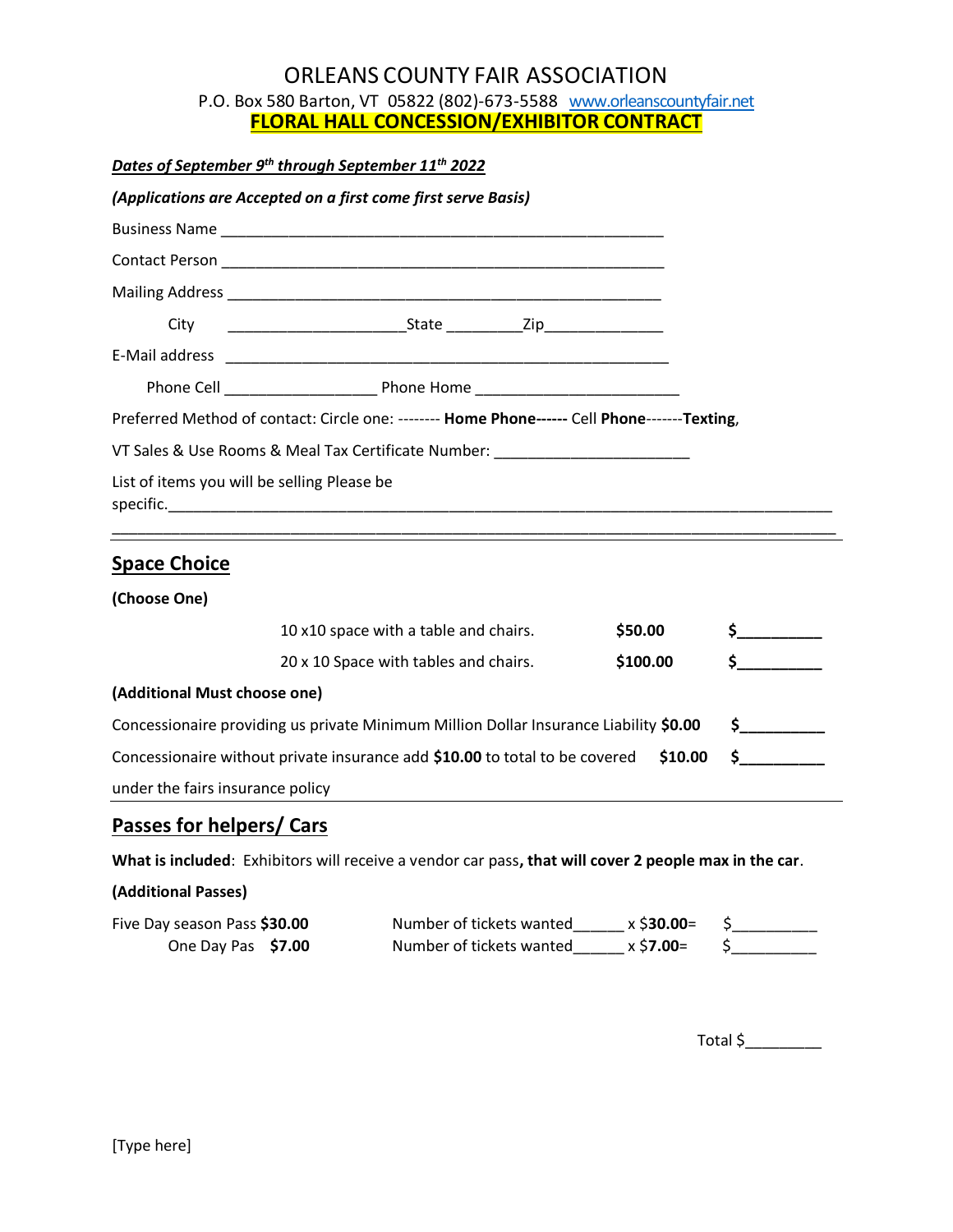# ORLEANS COUNTY FAIR ASSOCIATION

P.O. Box 580 Barton, VT 05822 (802)-673-5588 www.orleanscountyfair.net

## FLORAL HALL CONCESSION/EXHIBITOR CONTRACT

***Dates of September 9th through September 11th 2022***

***(Applications are Accepted on a first come first serve Basis)***

Business Name ____________________________________________________

Contact Person ____________________________________________________

Mailing Address ___________________________________________________

City ____________________State _________Zip______________

E-Mail address ____________________________________________________

Phone Cell __________________ Phone Home ________________________

Preferred Method of contact: Circle one: -------- **Home Phone------** Cell **Phone-------Texting**,

VT Sales & Use Rooms & Meal Tax Certificate Number: _______________________

List of items you will be selling Please be specific.________________________________________________________________________________

___________________________________________________________________________________

## Space Choice

**(Choose One)**

| | | |
|---|---|---|
| 10 x10 space with a table and chairs. | **$50.00** | **$_________** |
| 20 x 10 Space with tables and chairs. | **$100.00** | **$_________** |

**(Additional Must choose one)**

| | | |
|---|---|---|
| Concessionaire providing us private Minimum Million Dollar Insurance Liability | **$0.00** | **$_________** |
| Concessionaire without private insurance add **$10.00** to total to be covered under the fairs insurance policy | **$10.00** | **$_________** |

## Passes for helpers/ Cars

**What is included**: Exhibitors will receive a vendor car pass**, that will cover 2 people max in the car**.

**(Additional Passes)**

| | | |
|---|---|---|
| Five Day season Pass **$30.00** | Number of tickets wanted______ x $**30.00**= | $_________ |
| One Day Pas **$7.00** | Number of tickets wanted______ x $**7.00**= | $_________ |

Total $_________

[Type here]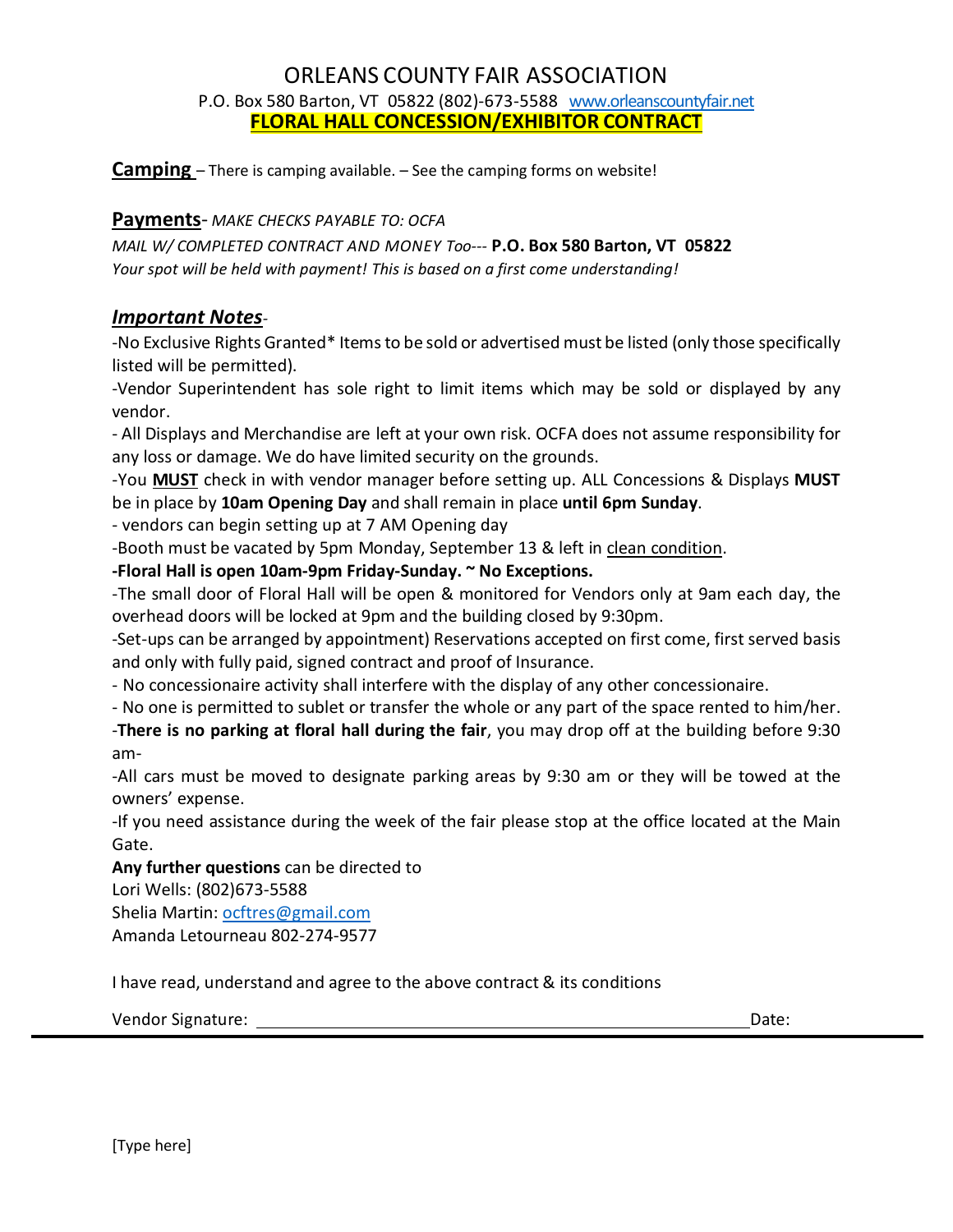# ORLEANS COUNTY FAIR ASSOCIATION

P.O. Box 580 Barton, VT 05822 (802)-673-5588 [www.orleanscountyfair.net](http://www.orleanscountyfair.net)

**FLORAL HALL CONCESSION/EXHIBITOR CONTRACT**

**Camping** – There is camping available. – See the camping forms on website!

**Payments**- *MAKE CHECKS PAYABLE TO: OCFA*

*MAIL W/ COMPLETED CONTRACT AND MONEY Too---* **P.O. Box 580 Barton, VT 05822**

*Your spot will be held with payment! This is based on a first come understanding!*

***Important Notes***-

-No Exclusive Rights Granted* Items to be sold or advertised must be listed (only those specifically listed will be permitted).

-Vendor Superintendent has sole right to limit items which may be sold or displayed by any vendor.

- All Displays and Merchandise are left at your own risk. OCFA does not assume responsibility for any loss or damage. We do have limited security on the grounds.

-You **MUST** check in with vendor manager before setting up. ALL Concessions & Displays **MUST** be in place by **10am Opening Day** and shall remain in place **until 6pm Sunday**.

- vendors can begin setting up at 7 AM Opening day

-Booth must be vacated by 5pm Monday, September 13 & left in clean condition.

**-Floral Hall is open 10am-9pm Friday-Sunday. ~ No Exceptions.**

-The small door of Floral Hall will be open & monitored for Vendors only at 9am each day, the overhead doors will be locked at 9pm and the building closed by 9:30pm.

-Set-ups can be arranged by appointment) Reservations accepted on first come, first served basis and only with fully paid, signed contract and proof of Insurance.

- No concessionaire activity shall interfere with the display of any other concessionaire.

- No one is permitted to sublet or transfer the whole or any part of the space rented to him/her.

-**There is no parking at floral hall during the fair**, you may drop off at the building before 9:30 am-

-All cars must be moved to designate parking areas by 9:30 am or they will be towed at the owners' expense.

-If you need assistance during the week of the fair please stop at the office located at the Main Gate.

**Any further questions** can be directed to

Lori Wells: (802)673-5588

Shelia Martin: [ocftres@gmail.com](mailto:ocftres@gmail.com)

Amanda Letourneau 802-274-9577

I have read, understand and agree to the above contract & its conditions

Vendor Signature: ______________________________ Date:

[Type here]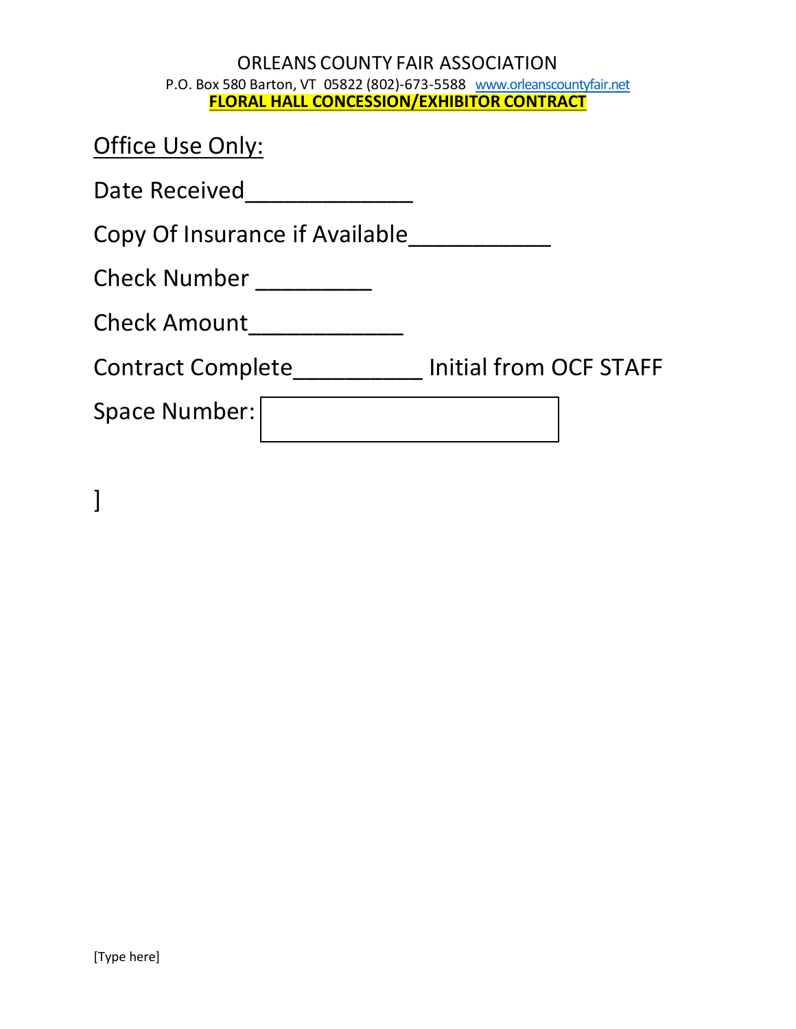ORLEANS COUNTY FAIR ASSOCIATION
P.O. Box 580 Barton, VT 05822 (802)-673-5588 www.orleanscountyfair.net
**FLORAL HALL CONCESSION/EXHIBITOR CONTRACT**

Office Use Only:

Date Received_____________

Copy Of Insurance if Available___________

Check Number _________

Check Amount____________

Contract Complete__________ Initial from OCF STAFF

Space Number:

]

[Type here]